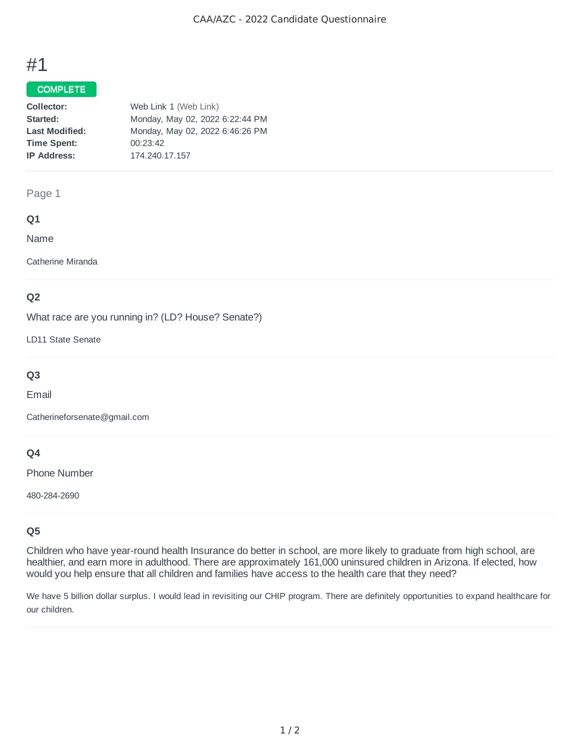# #1

**COMPLETE**

| | |
|---|---|
| **Collector:** | Web Link 1 (Web Link) |
| **Started:** | Monday, May 02, 2022 6:22:44 PM |
| **Last Modified:** | Monday, May 02, 2022 6:46:26 PM |
| **Time Spent:** | 00:23:42 |
| **IP Address:** | 174.240.17.157 |

## Page 1

### Q1

Name

Catherine Miranda

### Q2

What race are you running in? (LD? House? Senate?)

LD11 State Senate

### Q3

Email

Catherineforsenate@gmail.com

### Q4

Phone Number

480-284-2690

### Q5

Children who have year-round health Insurance do better in school, are more likely to graduate from high school, are healthier, and earn more in adulthood. There are approximately 161,000 uninsured children in Arizona. If elected, how would you help ensure that all children and families have access to the health care that they need?

We have 5 billion dollar surplus. I would lead in revisiting our CHIP program. There are definitely opportunities to expand healthcare for our children.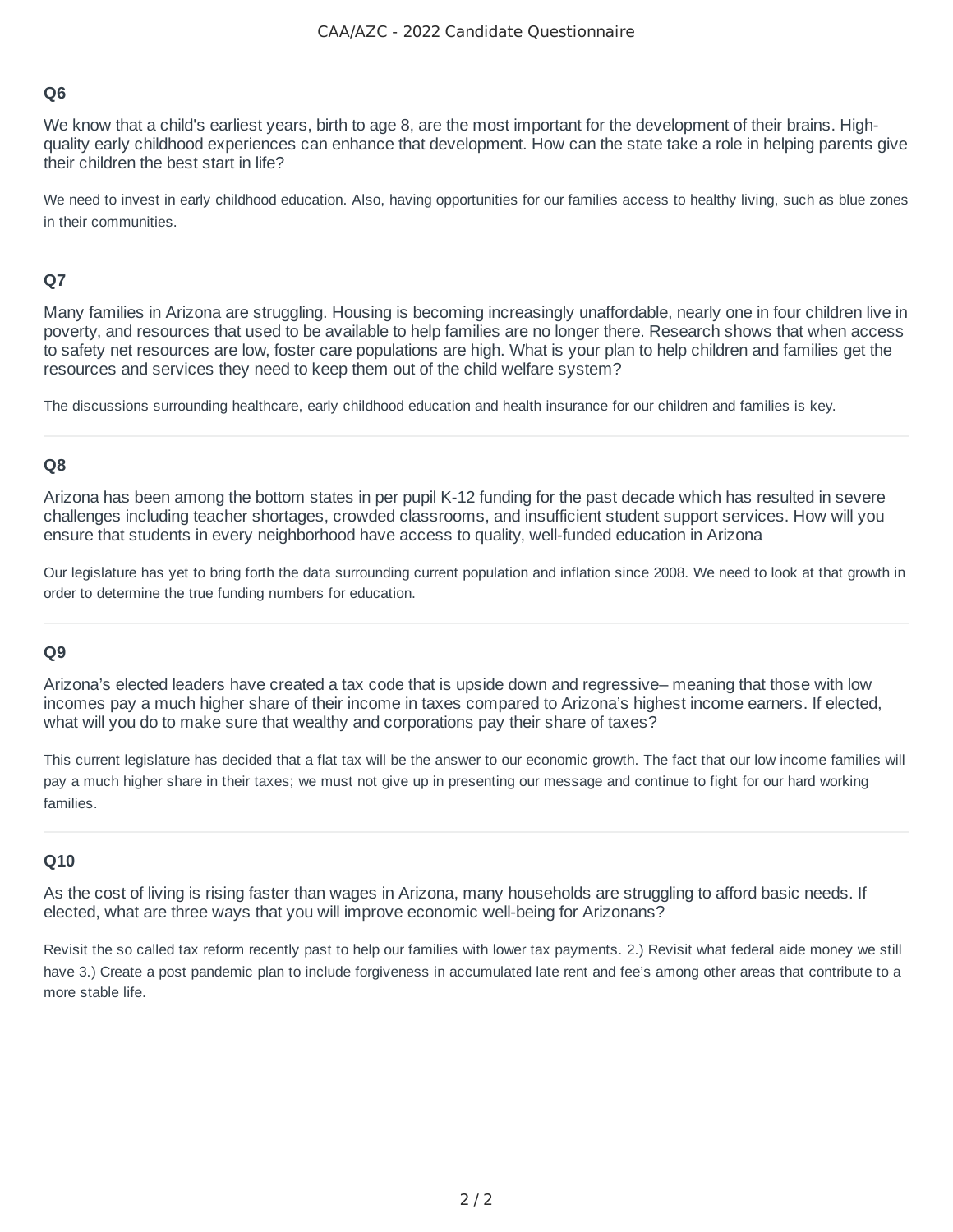## Q6

We know that a child's earliest years, birth to age 8, are the most important for the development of their brains. High-quality early childhood experiences can enhance that development. How can the state take a role in helping parents give their children the best start in life?

We need to invest in early childhood education. Also, having opportunities for our families access to healthy living, such as blue zones in their communities.

---

## Q7

Many families in Arizona are struggling. Housing is becoming increasingly unaffordable, nearly one in four children live in poverty, and resources that used to be available to help families are no longer there. Research shows that when access to safety net resources are low, foster care populations are high. What is your plan to help children and families get the resources and services they need to keep them out of the child welfare system?

The discussions surrounding healthcare, early childhood education and health insurance for our children and families is key.

---

## Q8

Arizona has been among the bottom states in per pupil K-12 funding for the past decade which has resulted in severe challenges including teacher shortages, crowded classrooms, and insufficient student support services. How will you ensure that students in every neighborhood have access to quality, well-funded education in Arizona

Our legislature has yet to bring forth the data surrounding current population and inflation since 2008. We need to look at that growth in order to determine the true funding numbers for education.

---

## Q9

Arizona's elected leaders have created a tax code that is upside down and regressive– meaning that those with low incomes pay a much higher share of their income in taxes compared to Arizona's highest income earners. If elected, what will you do to make sure that wealthy and corporations pay their share of taxes?

This current legislature has decided that a flat tax will be the answer to our economic growth. The fact that our low income families will pay a much higher share in their taxes; we must not give up in presenting our message and continue to fight for our hard working families.

---

## Q10

As the cost of living is rising faster than wages in Arizona, many households are struggling to afford basic needs. If elected, what are three ways that you will improve economic well-being for Arizonans?

Revisit the so called tax reform recently past to help our families with lower tax payments. 2.) Revisit what federal aide money we still have 3.) Create a post pandemic plan to include forgiveness in accumulated late rent and fee's among other areas that contribute to a more stable life.